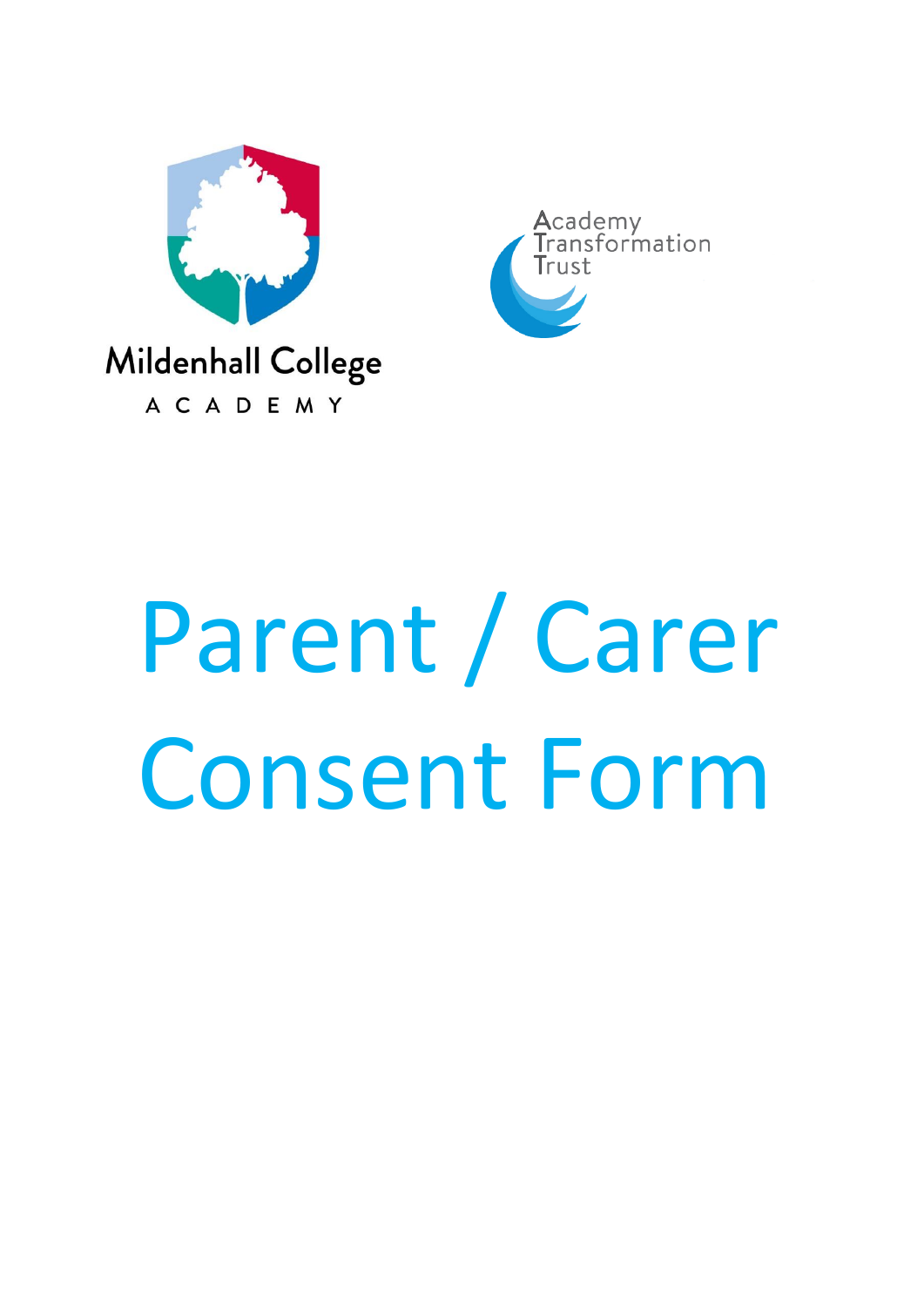Mildenhall College

ACADEMY

Academy Transformation Trust

# Parent / Carer Consent Form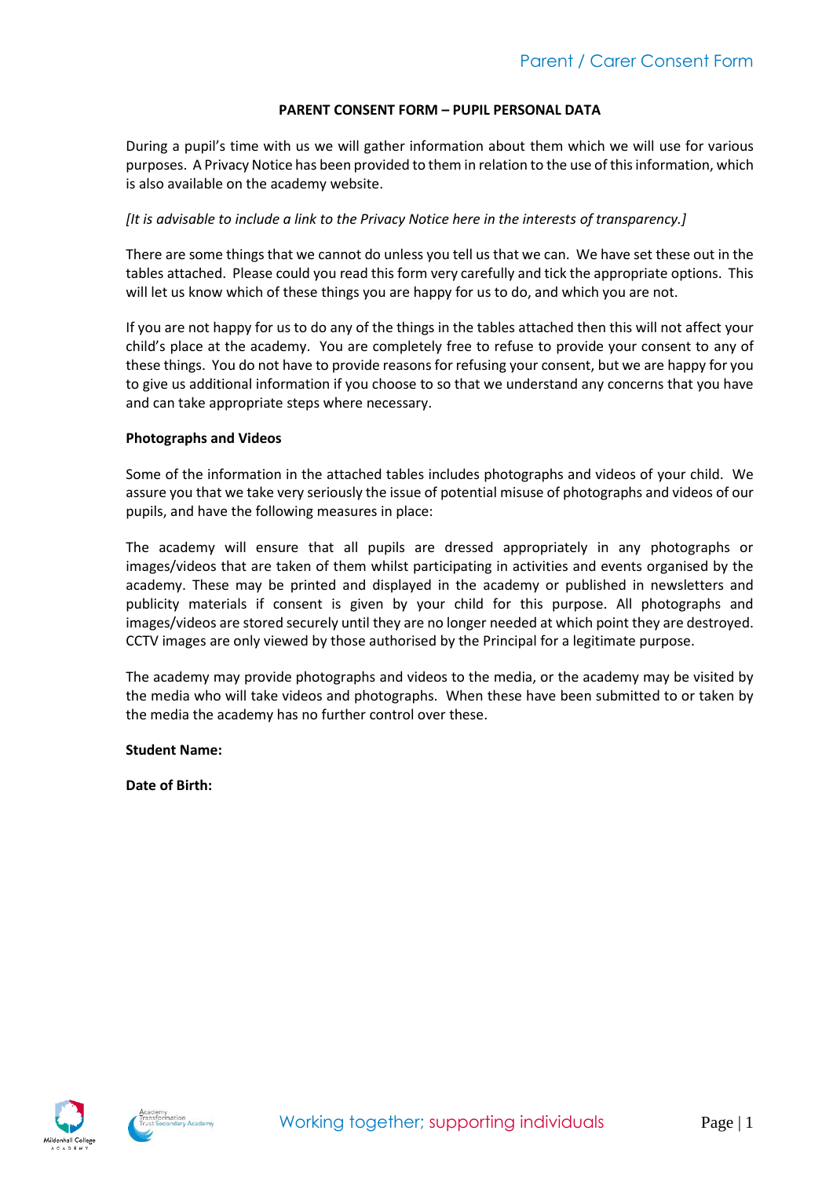**PARENT CONSENT FORM – PUPIL PERSONAL DATA**

During a pupil's time with us we will gather information about them which we will use for various purposes. A Privacy Notice has been provided to them in relation to the use of this information, which is also available on the academy website.

*[It is advisable to include a link to the Privacy Notice here in the interests of transparency.]*

There are some things that we cannot do unless you tell us that we can. We have set these out in the tables attached. Please could you read this form very carefully and tick the appropriate options. This will let us know which of these things you are happy for us to do, and which you are not.

If you are not happy for us to do any of the things in the tables attached then this will not affect your child's place at the academy. You are completely free to refuse to provide your consent to any of these things. You do not have to provide reasons for refusing your consent, but we are happy for you to give us additional information if you choose to so that we understand any concerns that you have and can take appropriate steps where necessary.

**Photographs and Videos**

Some of the information in the attached tables includes photographs and videos of your child. We assure you that we take very seriously the issue of potential misuse of photographs and videos of our pupils, and have the following measures in place:

The academy will ensure that all pupils are dressed appropriately in any photographs or images/videos that are taken of them whilst participating in activities and events organised by the academy. These may be printed and displayed in the academy or published in newsletters and publicity materials if consent is given by your child for this purpose. All photographs and images/videos are stored securely until they are no longer needed at which point they are destroyed. CCTV images are only viewed by those authorised by the Principal for a legitimate purpose.

The academy may provide photographs and videos to the media, or the academy may be visited by the media who will take videos and photographs. When these have been submitted to or taken by the media the academy has no further control over these.

**Student Name:**

**Date of Birth:**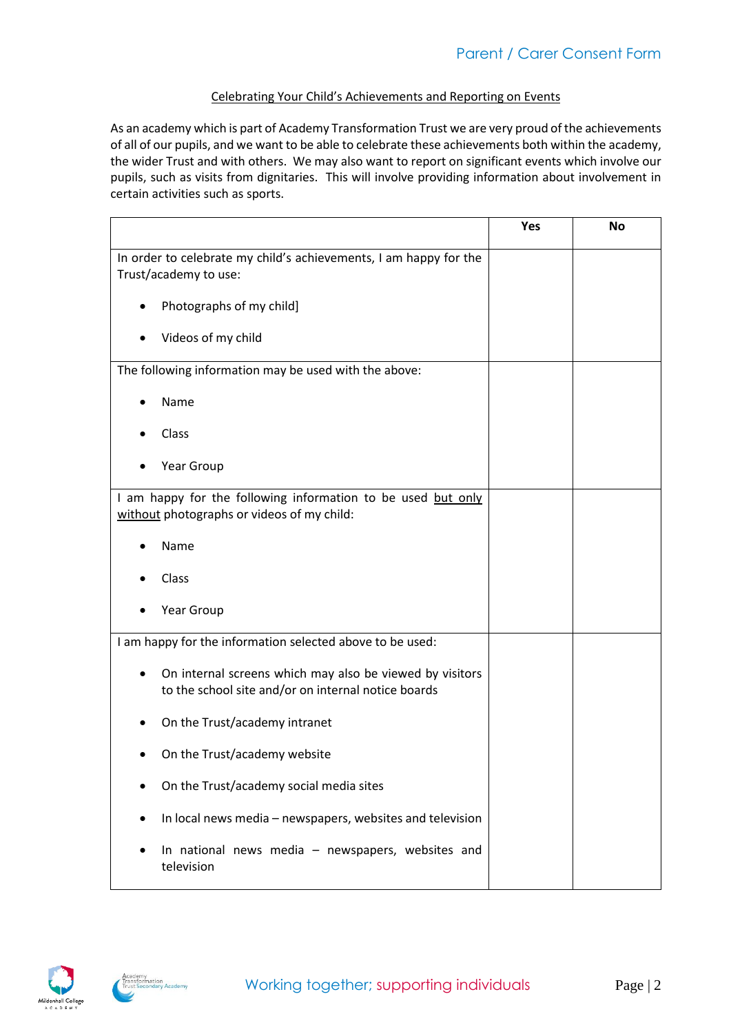## Parent / Carer Consent Form

### Celebrating Your Child's Achievements and Reporting on Events

As an academy which is part of Academy Transformation Trust we are very proud of the achievements of all of our pupils, and we want to be able to celebrate these achievements both within the academy, the wider Trust and with others. We may also want to report on significant events which involve our pupils, such as visits from dignitaries. This will involve providing information about involvement in certain activities such as sports.

| | Yes | No |
|---|---|---|
| In order to celebrate my child's achievements, I am happy for the Trust/academy to use:<br><br>• Photographs of my child]<br><br>• Videos of my child | | |
| The following information may be used with the above:<br><br>• Name<br><br>• Class<br><br>• Year Group | | |
| I am happy for the following information to be used <u>but only without</u> photographs or videos of my child:<br><br>• Name<br><br>• Class<br><br>• Year Group | | |
| I am happy for the information selected above to be used:<br><br>• On internal screens which may also be viewed by visitors to the school site and/or on internal notice boards<br><br>• On the Trust/academy intranet<br><br>• On the Trust/academy website<br><br>• On the Trust/academy social media sites<br><br>• In local news media – newspapers, websites and television<br><br>• In national news media – newspapers, websites and television | | |

Working together; supporting individuals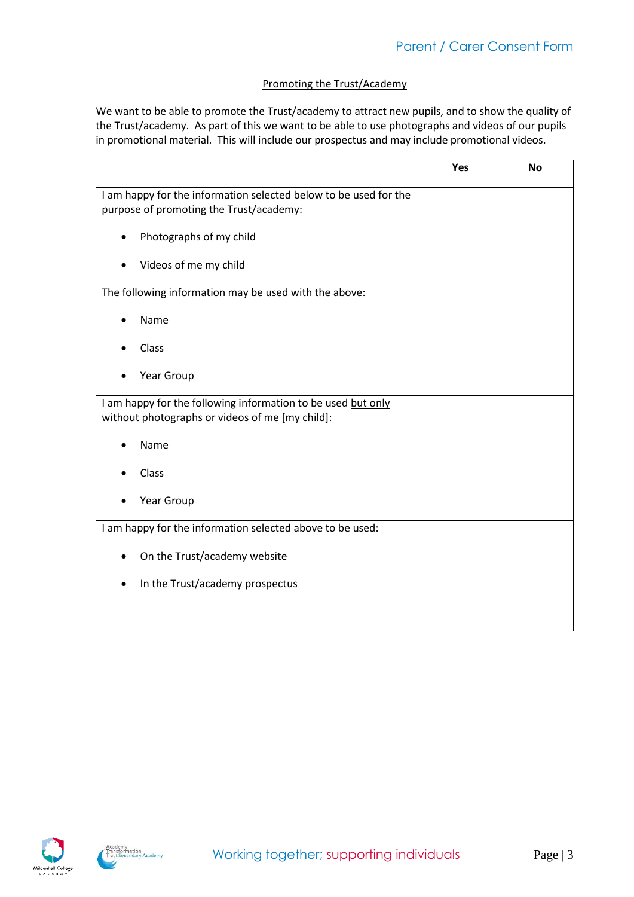Parent / Carer Consent Form

## Promoting the Trust/Academy

We want to be able to promote the Trust/academy to attract new pupils, and to show the quality of the Trust/academy. As part of this we want to be able to use photographs and videos of our pupils in promotional material. This will include our prospectus and may include promotional videos.

| | Yes | No |
|---|---|---|
| I am happy for the information selected below to be used for the purpose of promoting the Trust/academy:<br>• Photographs of my child<br>• Videos of me my child | | |
| The following information may be used with the above:<br>• Name<br>• Class<br>• Year Group | | |
| I am happy for the following information to be used but only without photographs or videos of me [my child]:<br>• Name<br>• Class<br>• Year Group | | |
| I am happy for the information selected above to be used:<br>• On the Trust/academy website<br>• In the Trust/academy prospectus | | |

Working together; supporting individuals